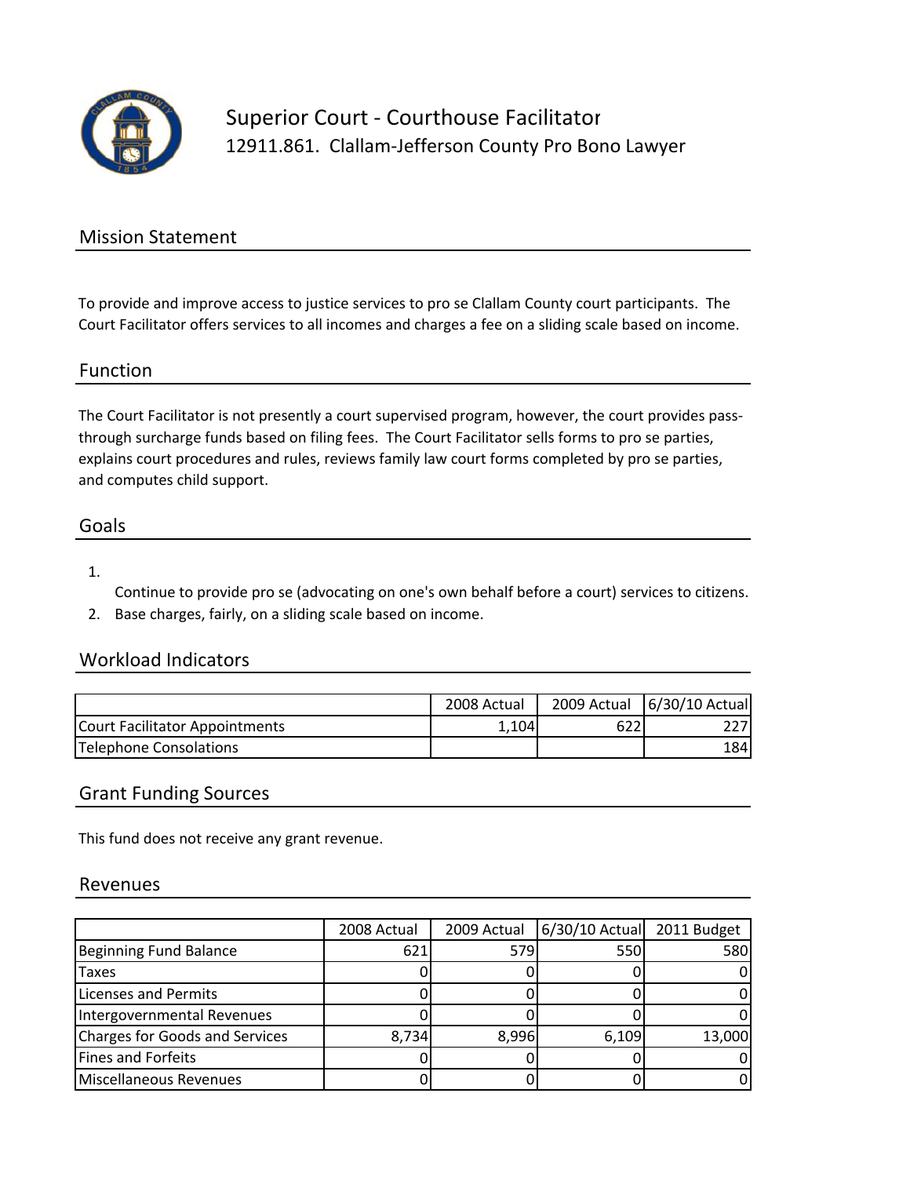# Superior Court - Courthouse Facilitator

12911.861. Clallam-Jefferson County Pro Bono Lawyer

## Mission Statement

To provide and improve access to justice services to pro se Clallam County court participants. The Court Facilitator offers services to all incomes and charges a fee on a sliding scale based on income.

## Function

The Court Facilitator is not presently a court supervised program, however, the court provides pass-through surcharge funds based on filing fees. The Court Facilitator sells forms to pro se parties, explains court procedures and rules, reviews family law court forms completed by pro se parties, and computes child support.

## Goals

1. Continue to provide pro se (advocating on one's own behalf before a court) services to citizens.
2. Base charges, fairly, on a sliding scale based on income.

## Workload Indicators

| | 2008 Actual | 2009 Actual | 6/30/10 Actual |
|---|---|---|---|
| Court Facilitator Appointments | 1,104 | 622 | 227 |
| Telephone Consolations | | | 184 |

## Grant Funding Sources

This fund does not receive any grant revenue.

## Revenues

| | 2008 Actual | 2009 Actual | 6/30/10 Actual | 2011 Budget |
|---|---|---|---|---|
| Beginning Fund Balance | 621 | 579 | 550 | 580 |
| Taxes | 0 | 0 | 0 | 0 |
| Licenses and Permits | 0 | 0 | 0 | 0 |
| Intergovernmental Revenues | 0 | 0 | 0 | 0 |
| Charges for Goods and Services | 8,734 | 8,996 | 6,109 | 13,000 |
| Fines and Forfeits | 0 | 0 | 0 | 0 |
| Miscellaneous Revenues | 0 | 0 | 0 | 0 |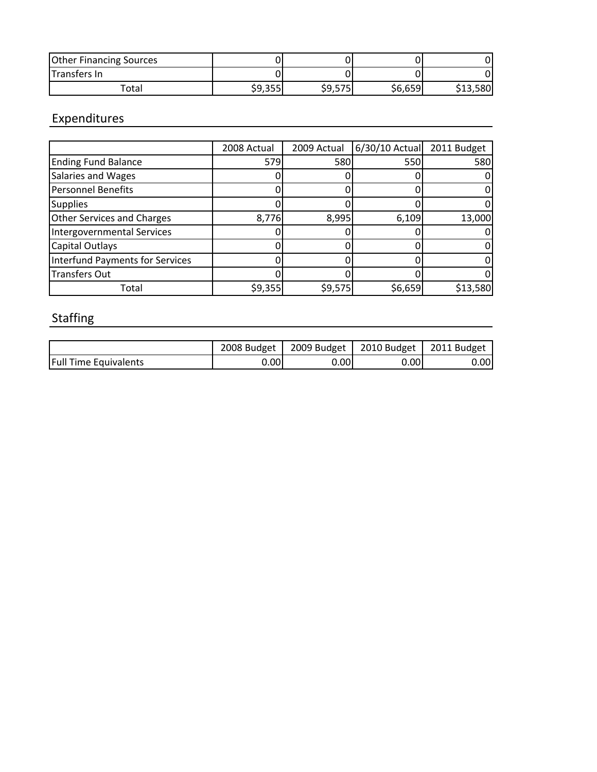| | | | | |
|---|---|---|---|---|
| Other Financing Sources | 0 | 0 | 0 | 0 |
| Transfers In | 0 | 0 | 0 | 0 |
| Total | $9,355 | $9,575 | $6,659 | $13,580 |

## Expenditures

| | 2008 Actual | 2009 Actual | 6/30/10 Actual | 2011 Budget |
|---|---|---|---|---|
| Ending Fund Balance | 579 | 580 | 550 | 580 |
| Salaries and Wages | 0 | 0 | 0 | 0 |
| Personnel Benefits | 0 | 0 | 0 | 0 |
| Supplies | 0 | 0 | 0 | 0 |
| Other Services and Charges | 8,776 | 8,995 | 6,109 | 13,000 |
| Intergovernmental Services | 0 | 0 | 0 | 0 |
| Capital Outlays | 0 | 0 | 0 | 0 |
| Interfund Payments for Services | 0 | 0 | 0 | 0 |
| Transfers Out | 0 | 0 | 0 | 0 |
| Total | $9,355 | $9,575 | $6,659 | $13,580 |

## Staffing

| | 2008 Budget | 2009 Budget | 2010 Budget | 2011 Budget |
|---|---|---|---|---|
| Full Time Equivalents | 0.00 | 0.00 | 0.00 | 0.00 |